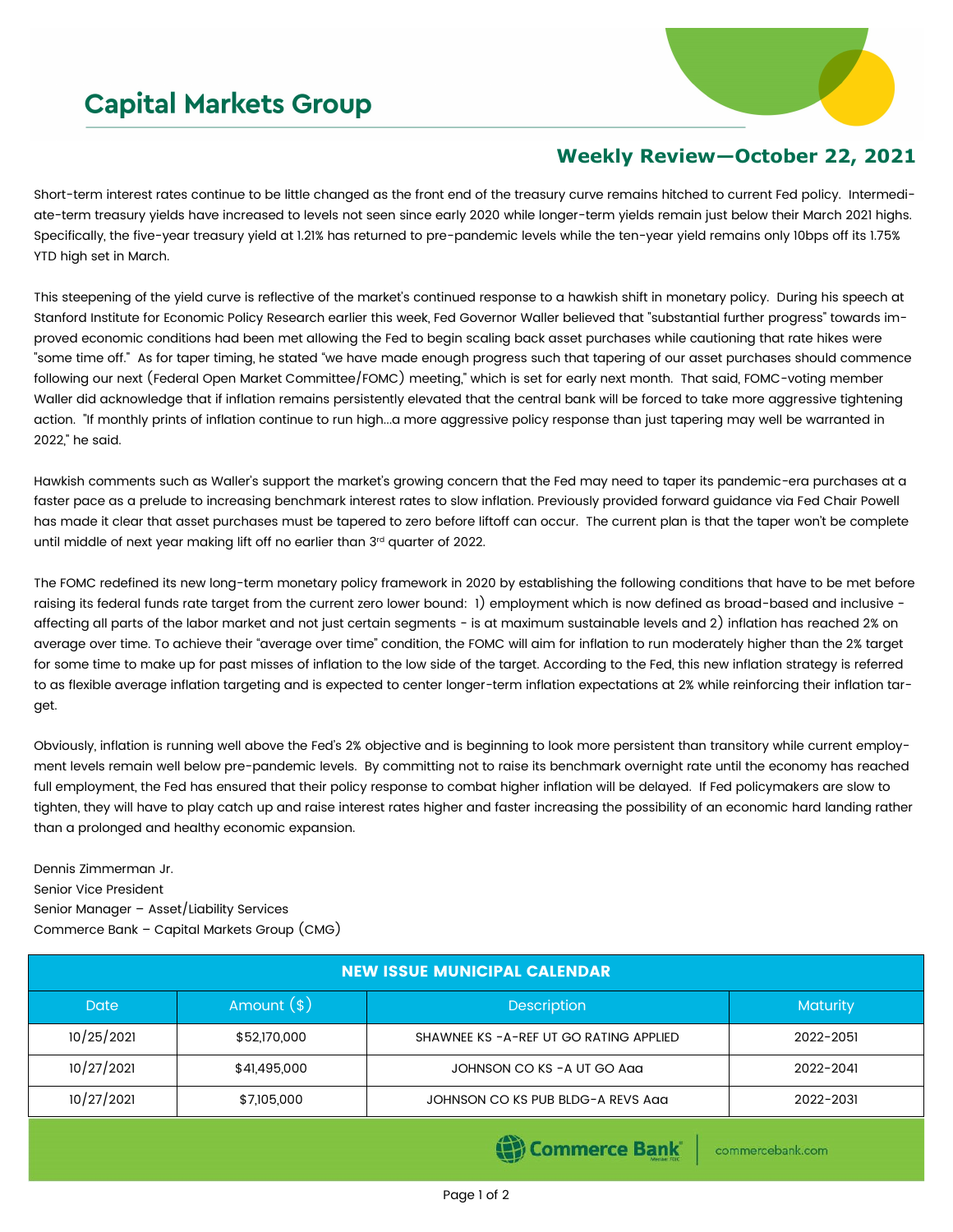# Capital Markets Group

## Weekly Review—October 22, 2021

Short-term interest rates continue to be little changed as the front end of the treasury curve remains hitched to current Fed policy. Intermediate-term treasury yields have increased to levels not seen since early 2020 while longer-term yields remain just below their March 2021 highs. Specifically, the five-year treasury yield at 1.21% has returned to pre-pandemic levels while the ten-year yield remains only 10bps off its 1.75% YTD high set in March.

This steepening of the yield curve is reflective of the market's continued response to a hawkish shift in monetary policy. During his speech at Stanford Institute for Economic Policy Research earlier this week, Fed Governor Waller believed that "substantial further progress" towards improved economic conditions had been met allowing the Fed to begin scaling back asset purchases while cautioning that rate hikes were "some time off." As for taper timing, he stated "we have made enough progress such that tapering of our asset purchases should commence following our next (Federal Open Market Committee/FOMC) meeting," which is set for early next month. That said, FOMC-voting member Waller did acknowledge that if inflation remains persistently elevated that the central bank will be forced to take more aggressive tightening action. "If monthly prints of inflation continue to run high…a more aggressive policy response than just tapering may well be warranted in 2022," he said.

Hawkish comments such as Waller's support the market's growing concern that the Fed may need to taper its pandemic-era purchases at a faster pace as a prelude to increasing benchmark interest rates to slow inflation. Previously provided forward guidance via Fed Chair Powell has made it clear that asset purchases must be tapered to zero before liftoff can occur. The current plan is that the taper won't be complete until middle of next year making lift off no earlier than 3rd quarter of 2022.

The FOMC redefined its new long-term monetary policy framework in 2020 by establishing the following conditions that have to be met before raising its federal funds rate target from the current zero lower bound: 1) employment which is now defined as broad-based and inclusive - affecting all parts of the labor market and not just certain segments - is at maximum sustainable levels and 2) inflation has reached 2% on average over time. To achieve their "average over time" condition, the FOMC will aim for inflation to run moderately higher than the 2% target for some time to make up for past misses of inflation to the low side of the target. According to the Fed, this new inflation strategy is referred to as flexible average inflation targeting and is expected to center longer-term inflation expectations at 2% while reinforcing their inflation target.

Obviously, inflation is running well above the Fed's 2% objective and is beginning to look more persistent than transitory while current employment levels remain well below pre-pandemic levels. By committing not to raise its benchmark overnight rate until the economy has reached full employment, the Fed has ensured that their policy response to combat higher inflation will be delayed. If Fed policymakers are slow to tighten, they will have to play catch up and raise interest rates higher and faster increasing the possibility of an economic hard landing rather than a prolonged and healthy economic expansion.

Dennis Zimmerman Jr.
Senior Vice President
Senior Manager – Asset/Liability Services
Commerce Bank – Capital Markets Group (CMG)

| NEW ISSUE MUNICIPAL CALENDAR | | | |
|---|---|---|---|
| Date | Amount ($) | Description | Maturity |
| 10/25/2021 | $52,170,000 | SHAWNEE KS -A-REF UT GO RATING APPLIED | 2022-2051 |
| 10/27/2021 | $41,495,000 | JOHNSON CO KS -A UT GO Aaa | 2022-2041 |
| 10/27/2021 | $7,105,000 | JOHNSON CO KS PUB BLDG-A REVS Aaa | 2022-2031 |

Commerce Bank | commercebank.com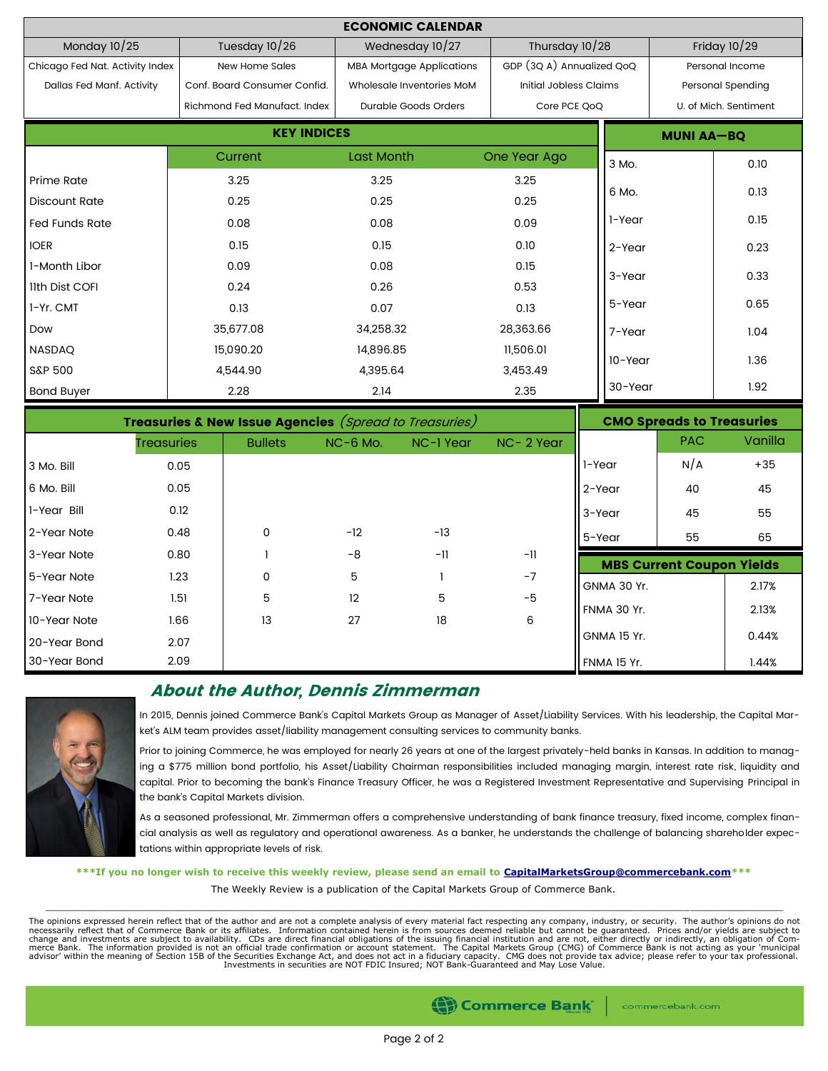## ECONOMIC CALENDAR

| Monday 10/25 | Tuesday 10/26 | Wednesday 10/27 | Thursday 10/28 | Friday 10/29 |
|---|---|---|---|---|
| Chicago Fed Nat. Activity Index | New Home Sales | MBA Mortgage Applications | GDP (3Q A) Annualized QoQ | Personal Income |
| Dallas Fed Manf. Activity | Conf. Board Consumer Confid. | Wholesale Inventories MoM | Initial Jobless Claims | Personal Spending |
| | Richmond Fed Manufact. Index | Durable Goods Orders | Core PCE QoQ | U. of Mich. Sentiment |

## KEY INDICES

| | Current | Last Month | One Year Ago |
|---|---|---|---|
| Prime Rate | 3.25 | 3.25 | 3.25 |
| Discount Rate | 0.25 | 0.25 | 0.25 |
| Fed Funds Rate | 0.08 | 0.08 | 0.09 |
| IOER | 0.15 | 0.15 | 0.10 |
| 1-Month Libor | 0.09 | 0.08 | 0.15 |
| 11th Dist COFI | 0.24 | 0.26 | 0.53 |
| 1-Yr. CMT | 0.13 | 0.07 | 0.13 |
| Dow | 35,677.08 | 34,258.32 | 28,363.66 |
| NASDAQ | 15,090.20 | 14,896.85 | 11,506.01 |
| S&P 500 | 4,544.90 | 4,395.64 | 3,453.49 |
| Bond Buyer | 2.28 | 2.14 | 2.35 |

## MUNI AA—BQ

| | |
|---|---|
| 3 Mo. | 0.10 |
| 6 Mo. | 0.13 |
| 1-Year | 0.15 |
| 2-Year | 0.23 |
| 3-Year | 0.33 |
| 5-Year | 0.65 |
| 7-Year | 1.04 |
| 10-Year | 1.36 |
| 30-Year | 1.92 |

## Treasuries & New Issue Agencies *(Spread to Treasuries)*

| | Treasuries | Bullets | NC-6 Mo. | NC-1 Year | NC- 2 Year |
|---|---|---|---|---|---|
| 3 Mo. Bill | 0.05 | | | | |
| 6 Mo. Bill | 0.05 | | | | |
| 1-Year Bill | 0.12 | | | | |
| 2-Year Note | 0.48 | 0 | -12 | -13 | |
| 3-Year Note | 0.80 | 1 | -8 | -11 | -11 |
| 5-Year Note | 1.23 | 0 | 5 | 1 | -7 |
| 7-Year Note | 1.51 | 5 | 12 | 5 | -5 |
| 10-Year Note | 1.66 | 13 | 27 | 18 | 6 |
| 20-Year Bond | 2.07 | | | | |
| 30-Year Bond | 2.09 | | | | |

## CMO Spreads to Treasuries

| | PAC | Vanilla |
|---|---|---|
| 1-Year | N/A | +35 |
| 2-Year | 40 | 45 |
| 3-Year | 45 | 55 |
| 5-Year | 55 | 65 |

## MBS Current Coupon Yields

| | |
|---|---|
| GNMA 30 Yr. | 2.17% |
| FNMA 30 Yr. | 2.13% |
| GNMA 15 Yr. | 0.44% |
| FNMA 15 Yr. | 1.44% |

## *About the Author, Dennis Zimmerman*

In 2015, Dennis joined Commerce Bank's Capital Markets Group as Manager of Asset/Liability Services. With his leadership, the Capital Market's ALM team provides asset/liability management consulting services to community banks.

Prior to joining Commerce, he was employed for nearly 26 years at one of the largest privately-held banks in Kansas. In addition to managing a $775 million bond portfolio, his Asset/Liability Chairman responsibilities included managing margin, interest rate risk, liquidity and capital. Prior to becoming the bank's Finance Treasury Officer, he was a Registered Investment Representative and Supervising Principal in the bank's Capital Markets division.

As a seasoned professional, Mr. Zimmerman offers a comprehensive understanding of bank finance treasury, fixed income, complex financial analysis as well as regulatory and operational awareness. As a banker, he understands the challenge of balancing shareholder expectations within appropriate levels of risk.

**\*\*\*If you no longer wish to receive this weekly review, please send an email to CapitalMarketsGroup@commercebank.com\*\*\***

The Weekly Review is a publication of the Capital Markets Group of Commerce Bank.

The opinions expressed herein reflect that of the author and are not a complete analysis of every material fact respecting any company, industry, or security. The author's opinions do not necessarily reflect that of Commerce Bank or its affiliates. Information contained herein is from sources deemed reliable but cannot be guaranteed. Prices and/or yields are subject to change and investments are subject to availability. CDs are direct financial obligations of the issuing financial institution and are not, either directly or indirectly, an obligation of Commerce Bank. The information provided is not an official trade confirmation or account statement. The Capital Markets Group (CMG) of Commerce Bank is not acting as your 'municipal advisor' within the meaning of Section 15B of the Securities Exchange Act, and does not act in a fiduciary capacity. CMG does not provide tax advice; please refer to your tax professional. Investments in securities are NOT FDIC Insured; NOT Bank-Guaranteed and May Lose Value.

Commerce Bank | commercebank.com